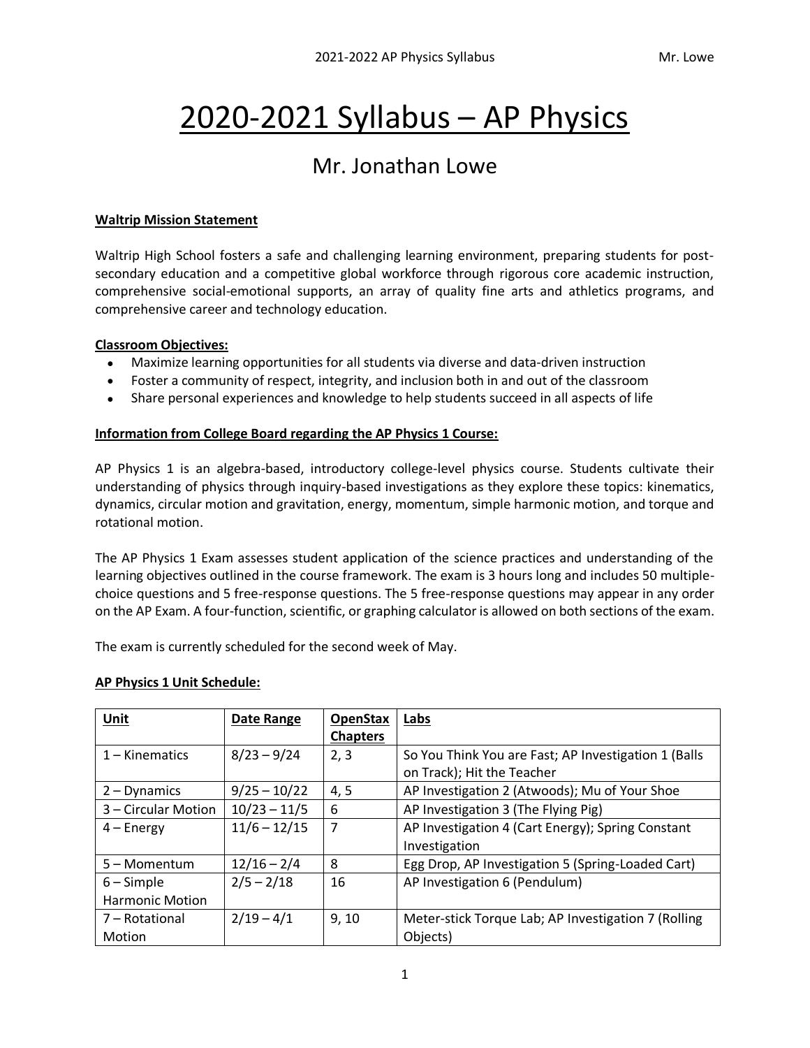# 2020-2021 Syllabus – AP Physics

## Mr. Jonathan Lowe

**Waltrip Mission Statement**

Waltrip High School fosters a safe and challenging learning environment, preparing students for post-secondary education and a competitive global workforce through rigorous core academic instruction, comprehensive social-emotional supports, an array of quality fine arts and athletics programs, and comprehensive career and technology education.

**Classroom Objectives:**

- Maximize learning opportunities for all students via diverse and data-driven instruction
- Foster a community of respect, integrity, and inclusion both in and out of the classroom
- Share personal experiences and knowledge to help students succeed in all aspects of life

**Information from College Board regarding the AP Physics 1 Course:**

AP Physics 1 is an algebra-based, introductory college-level physics course. Students cultivate their understanding of physics through inquiry-based investigations as they explore these topics: kinematics, dynamics, circular motion and gravitation, energy, momentum, simple harmonic motion, and torque and rotational motion.

The AP Physics 1 Exam assesses student application of the science practices and understanding of the learning objectives outlined in the course framework. The exam is 3 hours long and includes 50 multiple-choice questions and 5 free-response questions. The 5 free-response questions may appear in any order on the AP Exam. A four-function, scientific, or graphing calculator is allowed on both sections of the exam.

The exam is currently scheduled for the second week of May.

**AP Physics 1 Unit Schedule:**

| Unit | Date Range | OpenStax Chapters | Labs |
|---|---|---|---|
| 1 – Kinematics | 8/23 – 9/24 | 2, 3 | So You Think You are Fast; AP Investigation 1 (Balls on Track); Hit the Teacher |
| 2 – Dynamics | 9/25 – 10/22 | 4, 5 | AP Investigation 2 (Atwoods); Mu of Your Shoe |
| 3 – Circular Motion | 10/23 – 11/5 | 6 | AP Investigation 3 (The Flying Pig) |
| 4 – Energy | 11/6 – 12/15 | 7 | AP Investigation 4 (Cart Energy); Spring Constant Investigation |
| 5 – Momentum | 12/16 – 2/4 | 8 | Egg Drop, AP Investigation 5 (Spring-Loaded Cart) |
| 6 – Simple Harmonic Motion | 2/5 – 2/18 | 16 | AP Investigation 6 (Pendulum) |
| 7 – Rotational Motion | 2/19 – 4/1 | 9, 10 | Meter-stick Torque Lab; AP Investigation 7 (Rolling Objects) |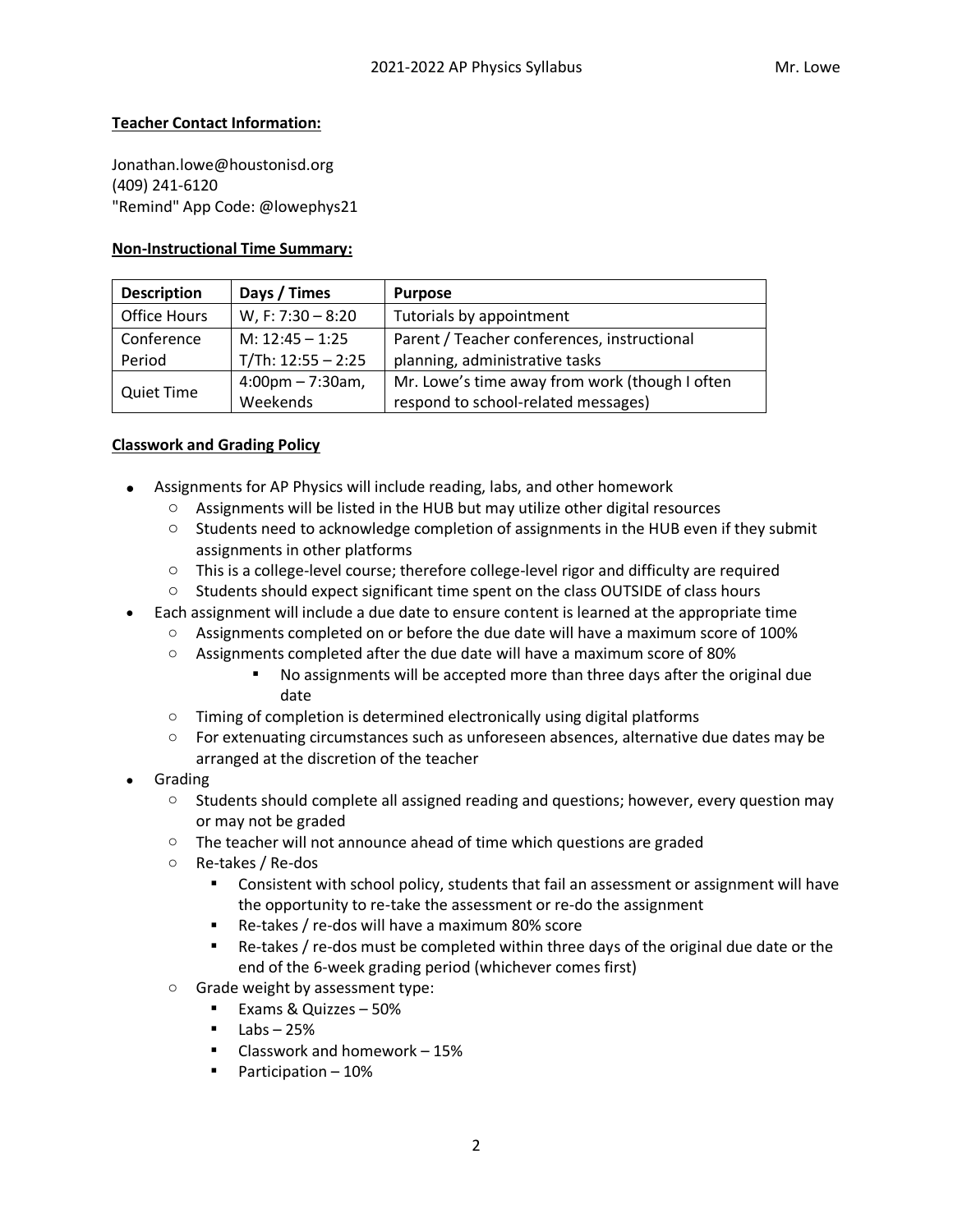**Teacher Contact Information:**

Jonathan.lowe@houstonisd.org
(409) 241-6120
"Remind" App Code: @lowephys21

**Non-Instructional Time Summary:**

| Description | Days / Times | Purpose |
|---|---|---|
| Office Hours | W, F: 7:30 – 8:20 | Tutorials by appointment |
| Conference Period | M: 12:45 – 1:25<br>T/Th: 12:55 – 2:25 | Parent / Teacher conferences, instructional planning, administrative tasks |
| Quiet Time | 4:00pm – 7:30am, Weekends | Mr. Lowe's time away from work (though I often respond to school-related messages) |

**Classwork and Grading Policy**

- Assignments for AP Physics will include reading, labs, and other homework
  - Assignments will be listed in the HUB but may utilize other digital resources
  - Students need to acknowledge completion of assignments in the HUB even if they submit assignments in other platforms
  - This is a college-level course; therefore college-level rigor and difficulty are required
  - Students should expect significant time spent on the class OUTSIDE of class hours
- Each assignment will include a due date to ensure content is learned at the appropriate time
  - Assignments completed on or before the due date will have a maximum score of 100%
  - Assignments completed after the due date will have a maximum score of 80%
    - No assignments will be accepted more than three days after the original due date
  - Timing of completion is determined electronically using digital platforms
  - For extenuating circumstances such as unforeseen absences, alternative due dates may be arranged at the discretion of the teacher
- Grading
  - Students should complete all assigned reading and questions; however, every question may or may not be graded
  - The teacher will not announce ahead of time which questions are graded
  - Re-takes / Re-dos
    - Consistent with school policy, students that fail an assessment or assignment will have the opportunity to re-take the assessment or re-do the assignment
    - Re-takes / re-dos will have a maximum 80% score
    - Re-takes / re-dos must be completed within three days of the original due date or the end of the 6-week grading period (whichever comes first)
  - Grade weight by assessment type:
    - Exams & Quizzes – 50%
    - Labs – 25%
    - Classwork and homework – 15%
    - Participation – 10%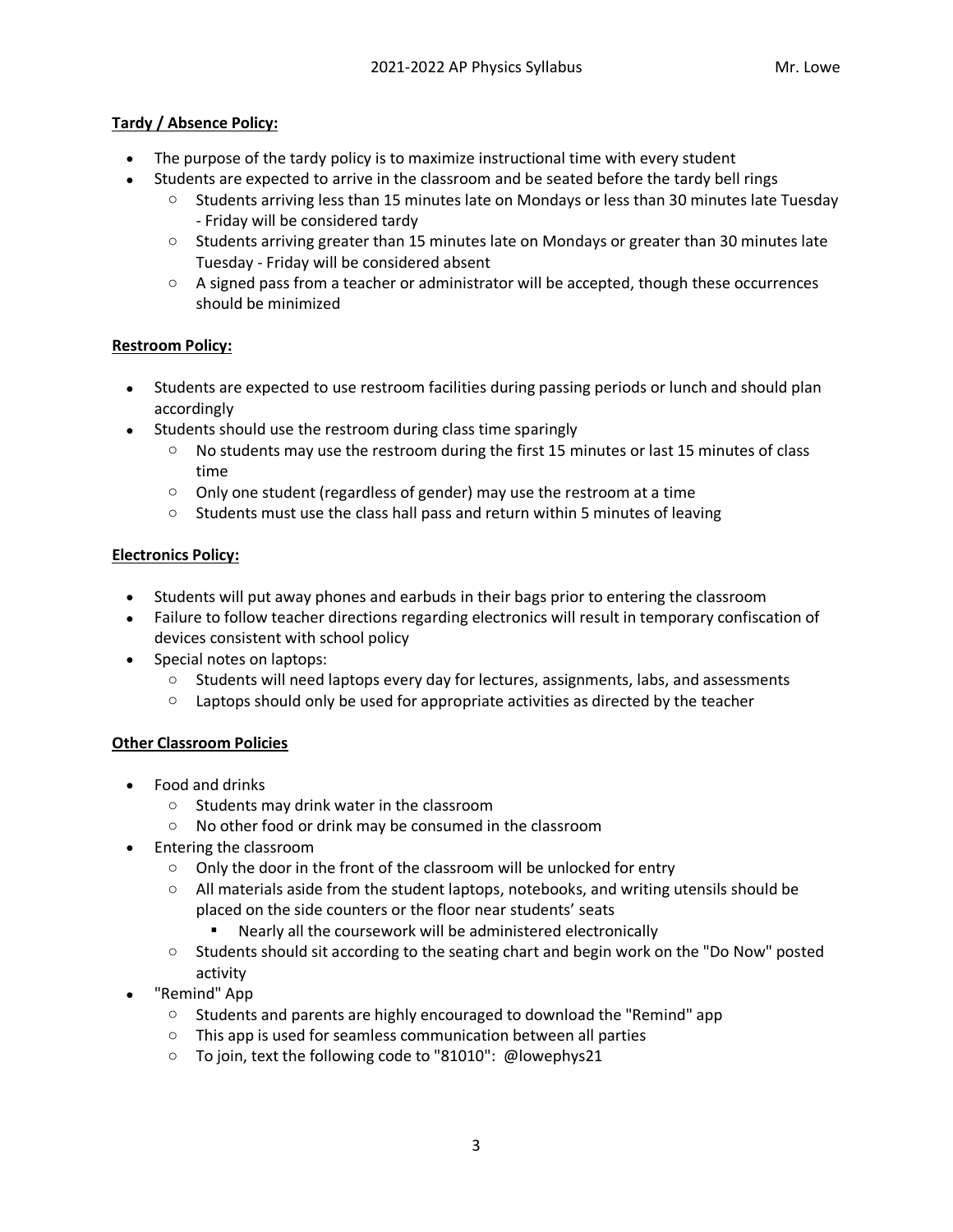**Tardy / Absence Policy:**

- The purpose of the tardy policy is to maximize instructional time with every student
- Students are expected to arrive in the classroom and be seated before the tardy bell rings
  - Students arriving less than 15 minutes late on Mondays or less than 30 minutes late Tuesday - Friday will be considered tardy
  - Students arriving greater than 15 minutes late on Mondays or greater than 30 minutes late Tuesday - Friday will be considered absent
  - A signed pass from a teacher or administrator will be accepted, though these occurrences should be minimized

**Restroom Policy:**

- Students are expected to use restroom facilities during passing periods or lunch and should plan accordingly
- Students should use the restroom during class time sparingly
  - No students may use the restroom during the first 15 minutes or last 15 minutes of class time
  - Only one student (regardless of gender) may use the restroom at a time
  - Students must use the class hall pass and return within 5 minutes of leaving

**Electronics Policy:**

- Students will put away phones and earbuds in their bags prior to entering the classroom
- Failure to follow teacher directions regarding electronics will result in temporary confiscation of devices consistent with school policy
- Special notes on laptops:
  - Students will need laptops every day for lectures, assignments, labs, and assessments
  - Laptops should only be used for appropriate activities as directed by the teacher

**Other Classroom Policies**

- Food and drinks
  - Students may drink water in the classroom
  - No other food or drink may be consumed in the classroom
- Entering the classroom
  - Only the door in the front of the classroom will be unlocked for entry
  - All materials aside from the student laptops, notebooks, and writing utensils should be placed on the side counters or the floor near students' seats
    - Nearly all the coursework will be administered electronically
  - Students should sit according to the seating chart and begin work on the "Do Now" posted activity
- "Remind" App
  - Students and parents are highly encouraged to download the "Remind" app
  - This app is used for seamless communication between all parties
  - To join, text the following code to "81010": @lowephys21